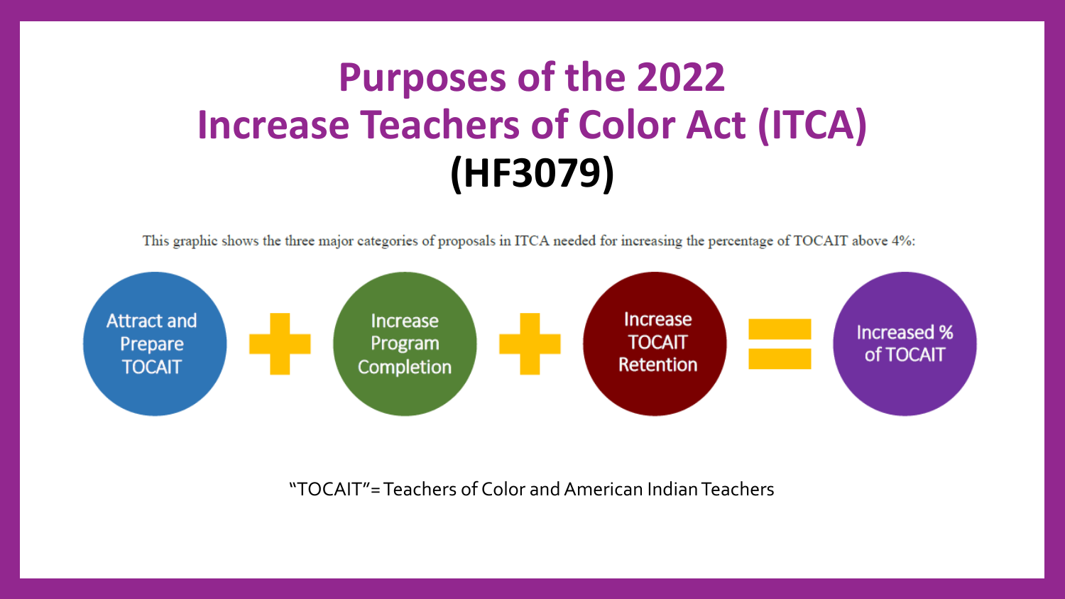# Purposes of the 2022 Increase Teachers of Color Act (ITCA) (HF3079)

This graphic shows the three major categories of proposals in ITCA needed for increasing the percentage of TOCAIT above 4%:

Attract and Prepare TOCAIT + Increase Program Completion + Increase TOCAIT Retention = Increased % of TOCAIT

"TOCAIT"= Teachers of Color and American Indian Teachers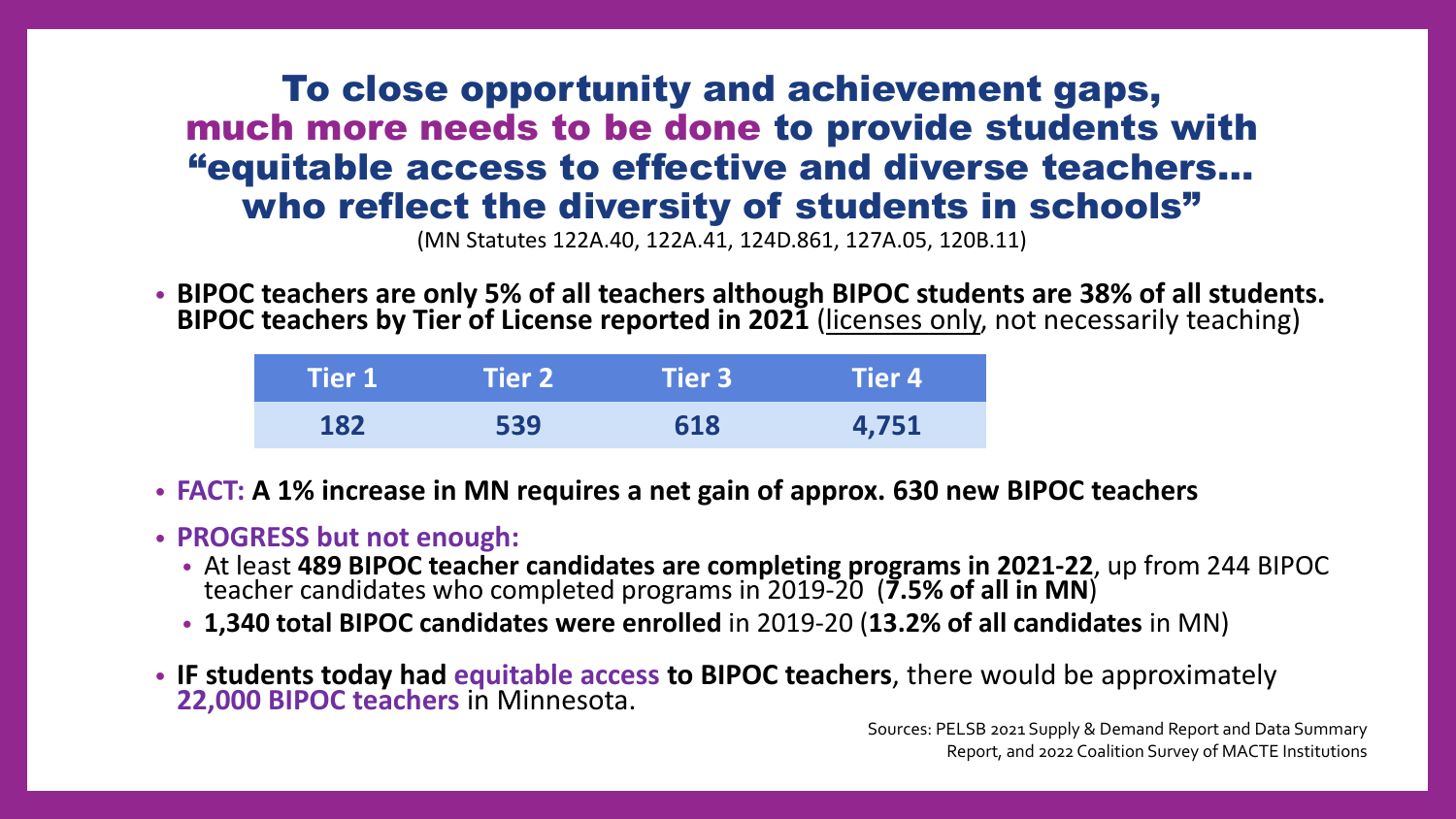# To close opportunity and achievement gaps, much more needs to be done to provide students with "equitable access to effective and diverse teachers… who reflect the diversity of students in schools"

(MN Statutes 122A.40, 122A.41, 124D.861, 127A.05, 120B.11)

- **BIPOC teachers are only 5% of all teachers although BIPOC students are 38% of all students. BIPOC teachers by Tier of License reported in 2021** (licenses only, not necessarily teaching)

| Tier 1 | Tier 2 | Tier 3 | Tier 4 |
|---|---|---|---|
| 182 | 539 | 618 | 4,751 |

- **FACT: A 1% increase in MN requires a net gain of approx. 630 new BIPOC teachers**
- **PROGRESS but not enough:**
  - At least **489 BIPOC teacher candidates are completing programs in 2021-22**, up from 244 BIPOC teacher candidates who completed programs in 2019-20 (**7.5% of all in MN**)
  - **1,340 total BIPOC candidates were enrolled** in 2019-20 (**13.2% of all candidates** in MN)
- **IF students today had equitable access to BIPOC teachers**, there would be approximately **22,000 BIPOC teachers** in Minnesota.

Sources: PELSB 2021 Supply & Demand Report and Data Summary Report, and 2022 Coalition Survey of MACTE Institutions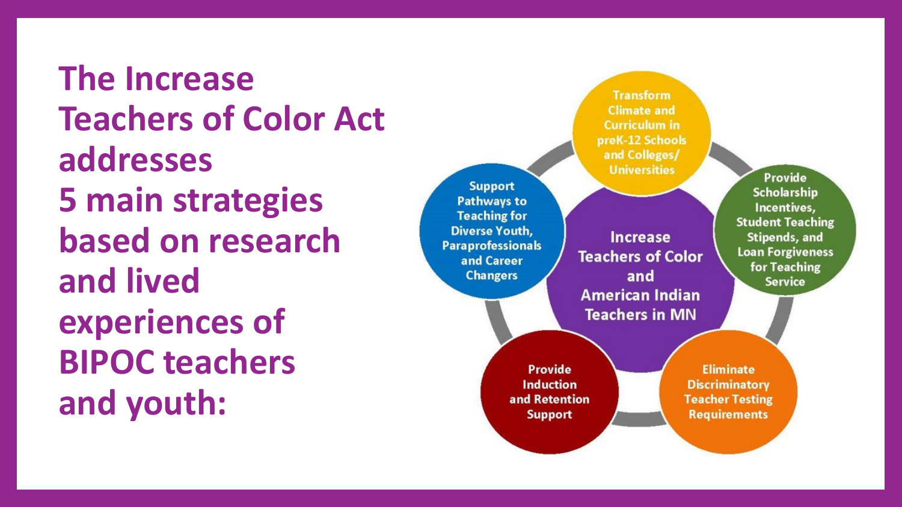# The Increase Teachers of Color Act addresses 5 main strategies based on research and lived experiences of BIPOC teachers and youth:

**Increase Teachers of Color and American Indian Teachers in MN**

- Transform Climate and Curriculum in preK-12 Schools and Colleges/ Universities
- Provide Scholarship Incentives, Student Teaching Stipends, and Loan Forgiveness for Teaching Service
- Eliminate Discriminatory Teacher Testing Requirements
- Provide Induction and Retention Support
- Support Pathways to Teaching for Diverse Youth, Paraprofessionals and Career Changers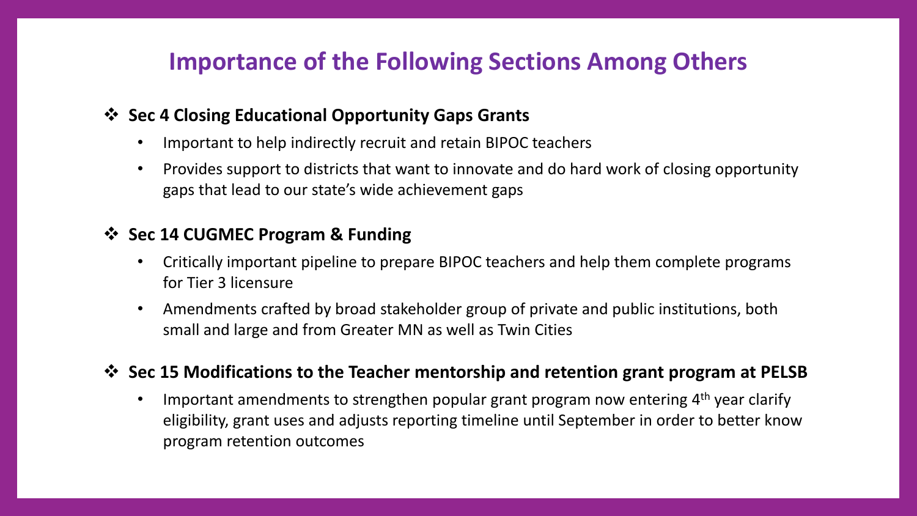# Importance of the Following Sections Among Others

❖ **Sec 4 Closing Educational Opportunity Gaps Grants**

- Important to help indirectly recruit and retain BIPOC teachers
- Provides support to districts that want to innovate and do hard work of closing opportunity gaps that lead to our state's wide achievement gaps

❖ **Sec 14 CUGMEC Program & Funding**

- Critically important pipeline to prepare BIPOC teachers and help them complete programs for Tier 3 licensure
- Amendments crafted by broad stakeholder group of private and public institutions, both small and large and from Greater MN as well as Twin Cities

❖ **Sec 15 Modifications to the Teacher mentorship and retention grant program at PELSB**

- Important amendments to strengthen popular grant program now entering 4th year clarify eligibility, grant uses and adjusts reporting timeline until September in order to better know program retention outcomes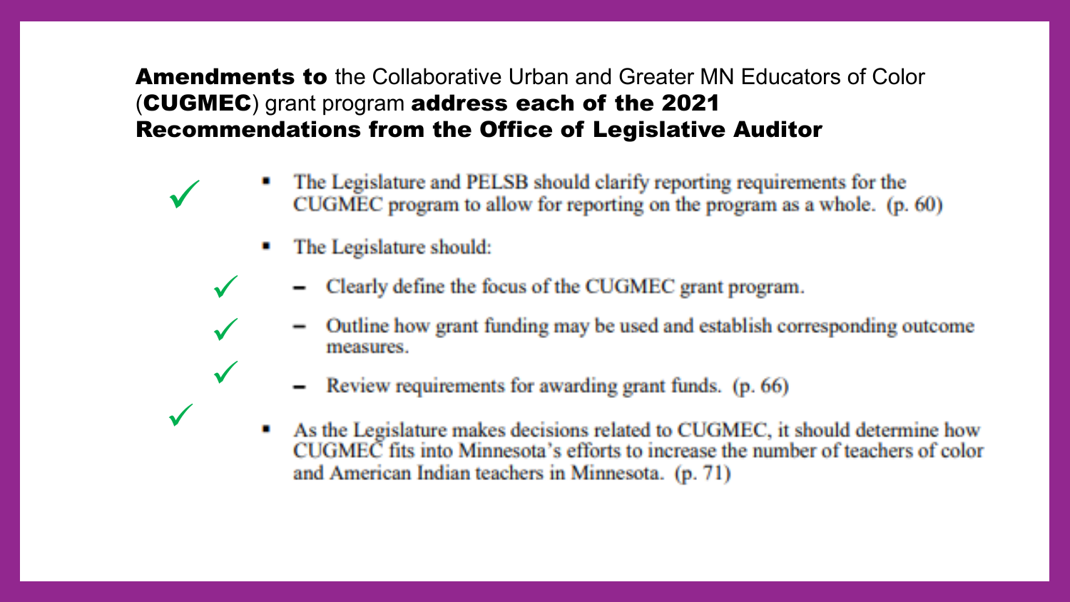**Amendments to** the Collaborative Urban and Greater MN Educators of Color (**CUGMEC**) grant program **address each of the 2021 Recommendations from the Office of Legislative Auditor**

- ✓ The Legislature and PELSB should clarify reporting requirements for the CUGMEC program to allow for reporting on the program as a whole. (p. 60)
- The Legislature should:
  - ✓ Clearly define the focus of the CUGMEC grant program.
  - ✓ Outline how grant funding may be used and establish corresponding outcome measures.
  - ✓ Review requirements for awarding grant funds. (p. 66)
- ✓ As the Legislature makes decisions related to CUGMEC, it should determine how CUGMEC fits into Minnesota's efforts to increase the number of teachers of color and American Indian teachers in Minnesota. (p. 71)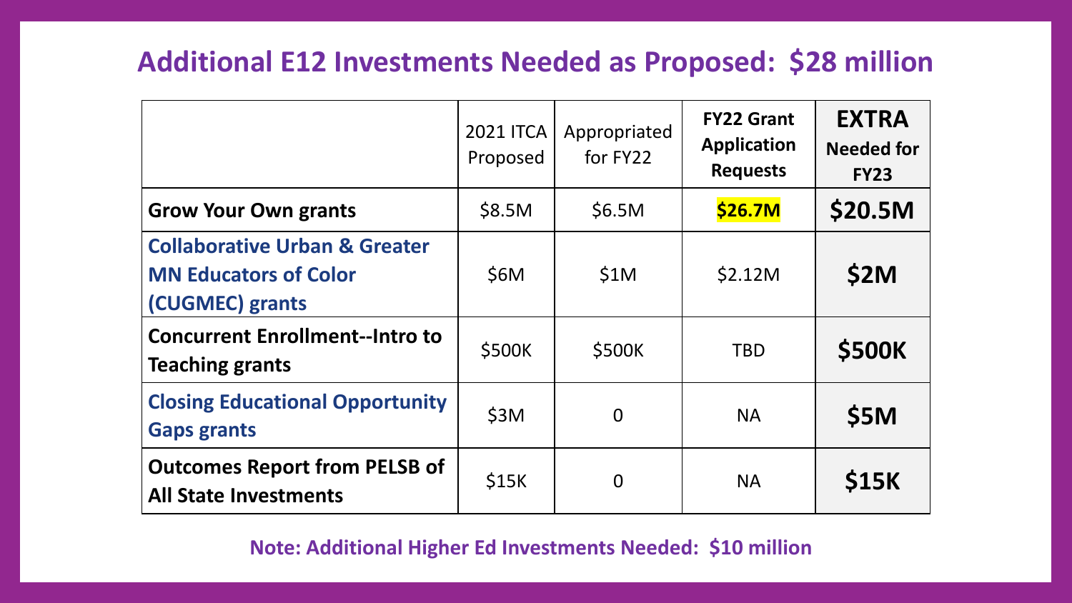## Additional E12 Investments Needed as Proposed: $28 million

| | 2021 ITCA Proposed | Appropriated for FY22 | **FY22 Grant Application Requests** | **EXTRA Needed for FY23** |
|---|---|---|---|---|
| **Grow Your Own grants** | $8.5M | $6.5M | **$26.7M** | **$20.5M** |
| **Collaborative Urban & Greater MN Educators of Color (CUGMEC) grants** | $6M | $1M | $2.12M | **$2M** |
| **Concurrent Enrollment--Intro to Teaching grants** | $500K | $500K | TBD | **$500K** |
| **Closing Educational Opportunity Gaps grants** | $3M | 0 | NA | **$5M** |
| **Outcomes Report from PELSB of All State Investments** | $15K | 0 | NA | **$15K** |

**Note: Additional Higher Ed Investments Needed: $10 million**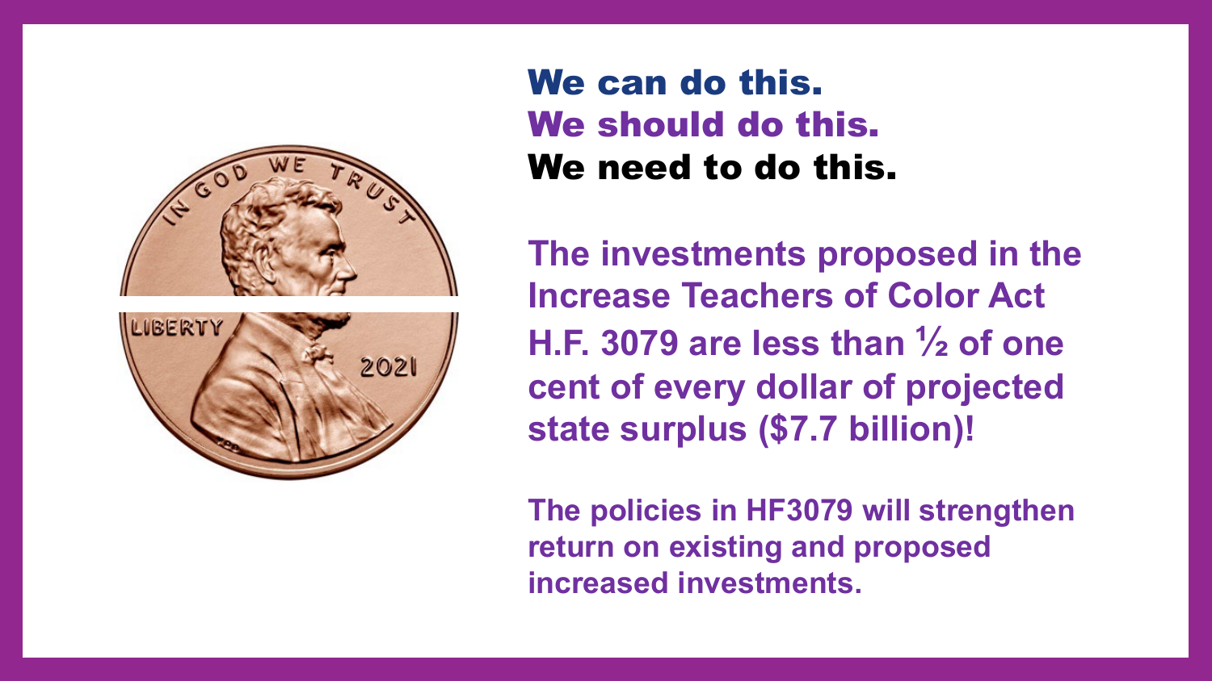**We can do this.**
**We should do this.**
**We need to do this.**

**The investments proposed in the Increase Teachers of Color Act H.F. 3079 are less than ½ of one cent of every dollar of projected state surplus ($7.7 billion)!**

**The policies in HF3079 will strengthen return on existing and proposed increased investments.**